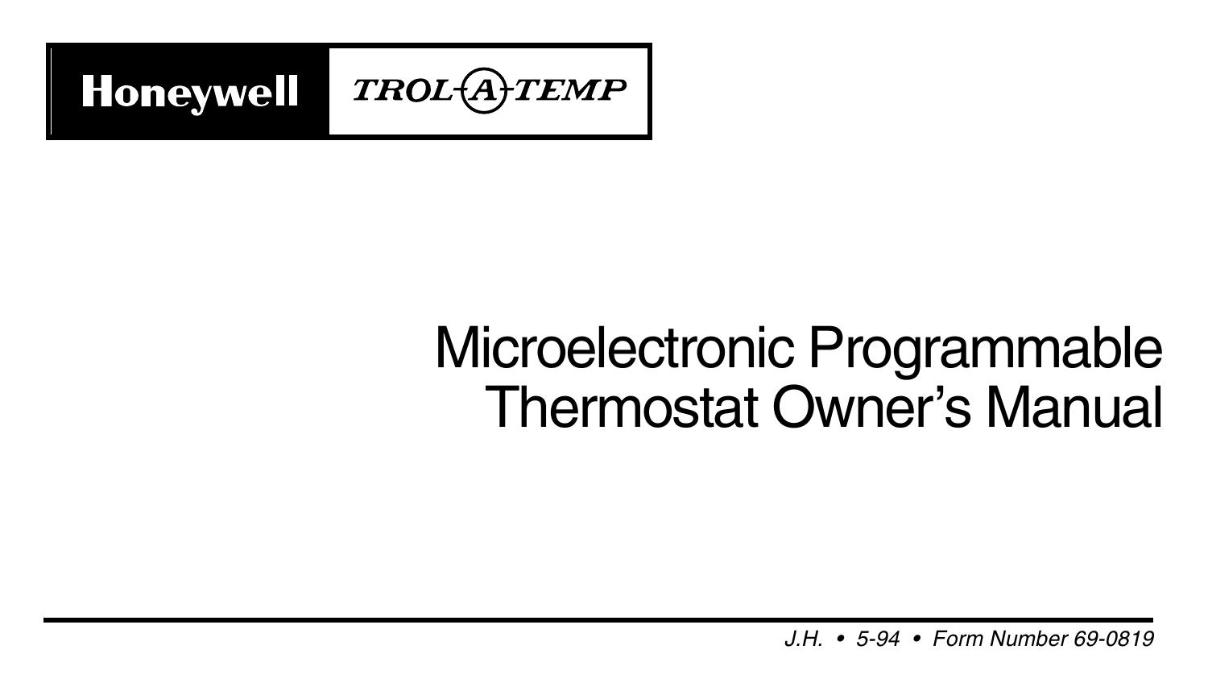**Honeywell** *TROL-A-TEMP*

# Microelectronic Programmable Thermostat Owner's Manual

*J.H. • 5-94 • Form Number 69-0819*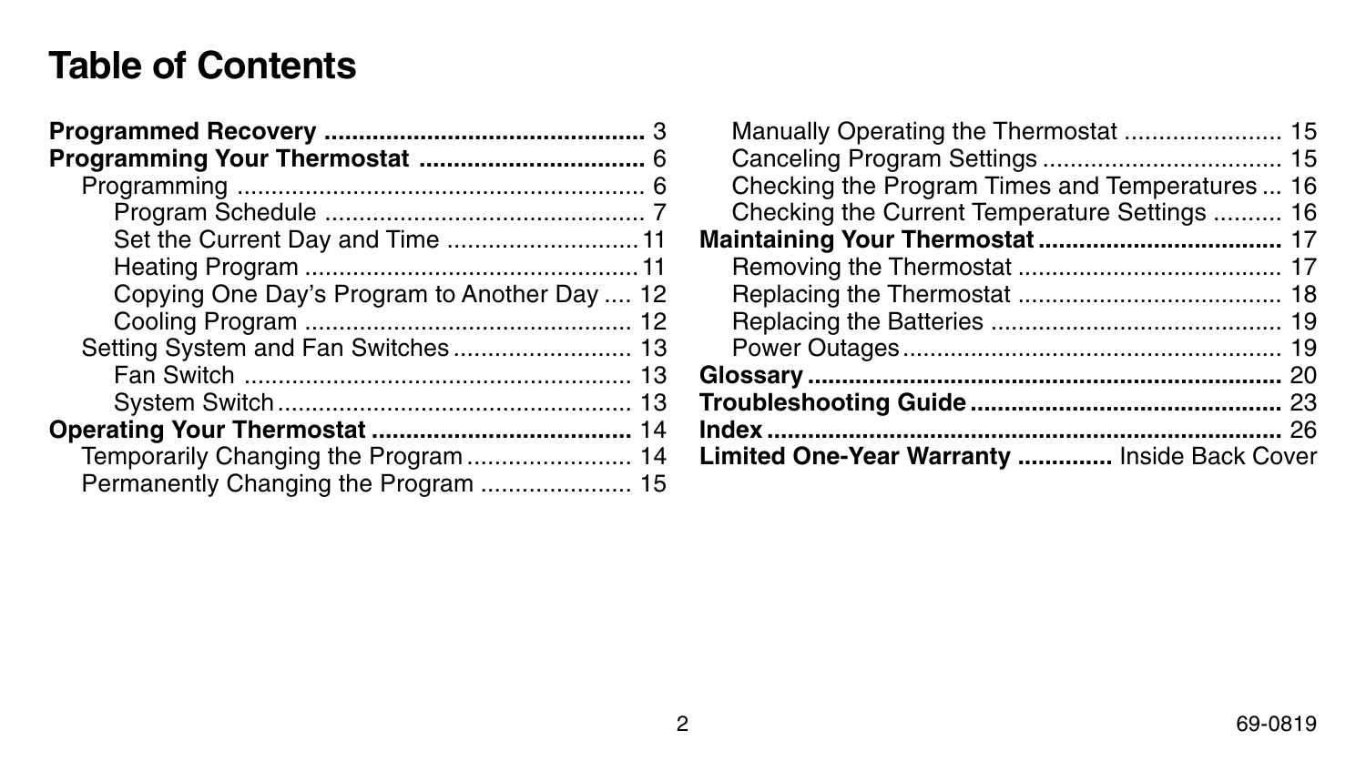# Table of Contents

**Programmed Recovery** ............................................. 3

**Programming Your Thermostat** ................................ 6

- Programming ........................................................... 6
    - Program Schedule .............................................. 7
    - Set the Current Day and Time ........................... 11
    - Heating Program ................................................ 11
    - Copying One Day's Program to Another Day .... 12
    - Cooling Program ................................................ 12
- Setting System and Fan Switches .......................... 13
    - Fan Switch ......................................................... 13
    - System Switch .................................................... 13

**Operating Your Thermostat** ..................................... 14

- Temporarily Changing the Program ........................ 14
- Permanently Changing the Program ....................... 15
- Manually Operating the Thermostat ....................... 15
- Canceling Program Settings ................................... 15
- Checking the Program Times and Temperatures ... 16
- Checking the Current Temperature Settings .......... 16

**Maintaining Your Thermostat** ................................... 17

- Removing the Thermostat ...................................... 17
- Replacing the Thermostat ...................................... 18
- Replacing the Batteries .......................................... 19
- Power Outages ....................................................... 19

**Glossary** .................................................................... 20

**Troubleshooting Guide** ............................................ 23

**Index** ......................................................................... 26

**Limited One-Year Warranty** ............. Inside Back Cover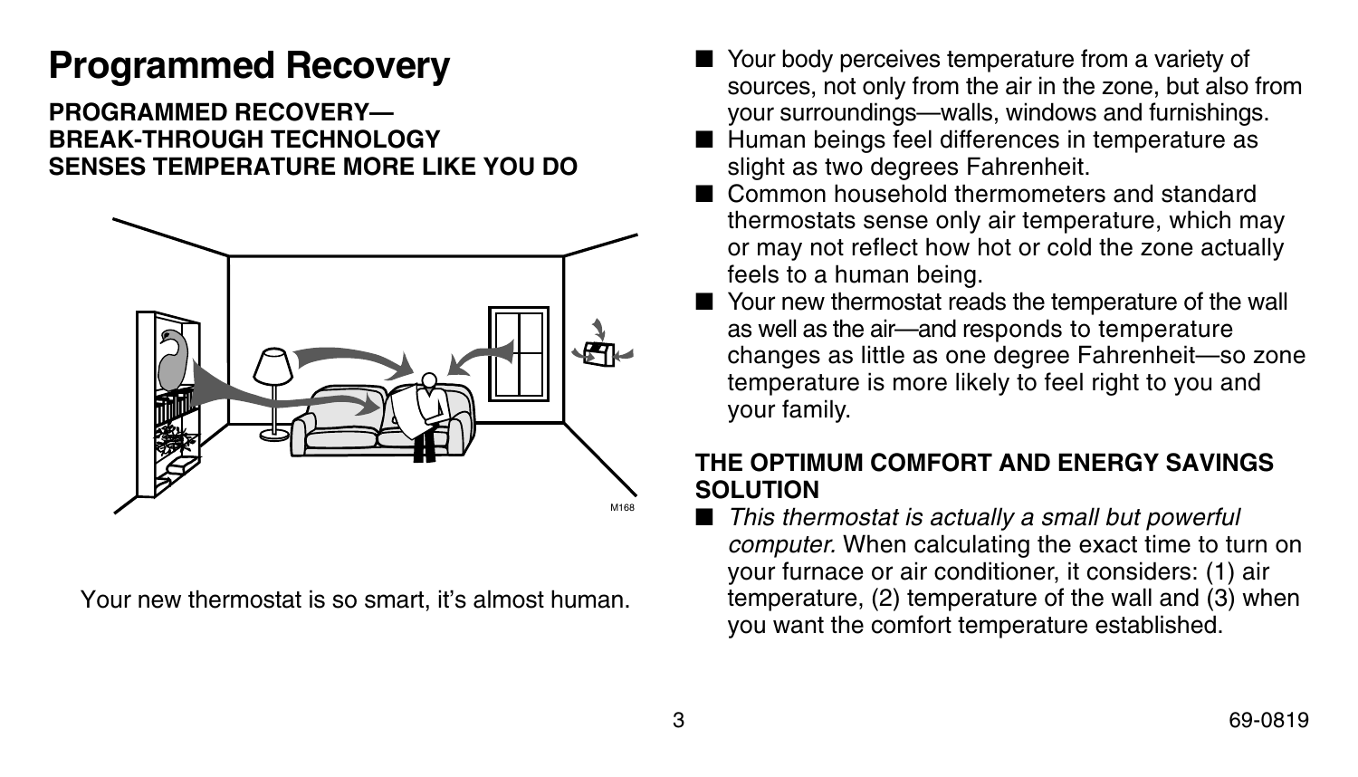# Programmed Recovery

**PROGRAMMED RECOVERY— BREAK-THROUGH TECHNOLOGY SENSES TEMPERATURE MORE LIKE YOU DO**

Your new thermostat is so smart, it's almost human.

- Your body perceives temperature from a variety of sources, not only from the air in the zone, but also from your surroundings—walls, windows and furnishings.
- Human beings feel differences in temperature as slight as two degrees Fahrenheit.
- Common household thermometers and standard thermostats sense only air temperature, which may or may not reflect how hot or cold the zone actually feels to a human being.
- Your new thermostat reads the temperature of the wall as well as the air—and responds to temperature changes as little as one degree Fahrenheit—so zone temperature is more likely to feel right to you and your family.

**THE OPTIMUM COMFORT AND ENERGY SAVINGS SOLUTION**

- *This thermostat is actually a small but powerful computer.* When calculating the exact time to turn on your furnace or air conditioner, it considers: (1) air temperature, (2) temperature of the wall and (3) when you want the comfort temperature established.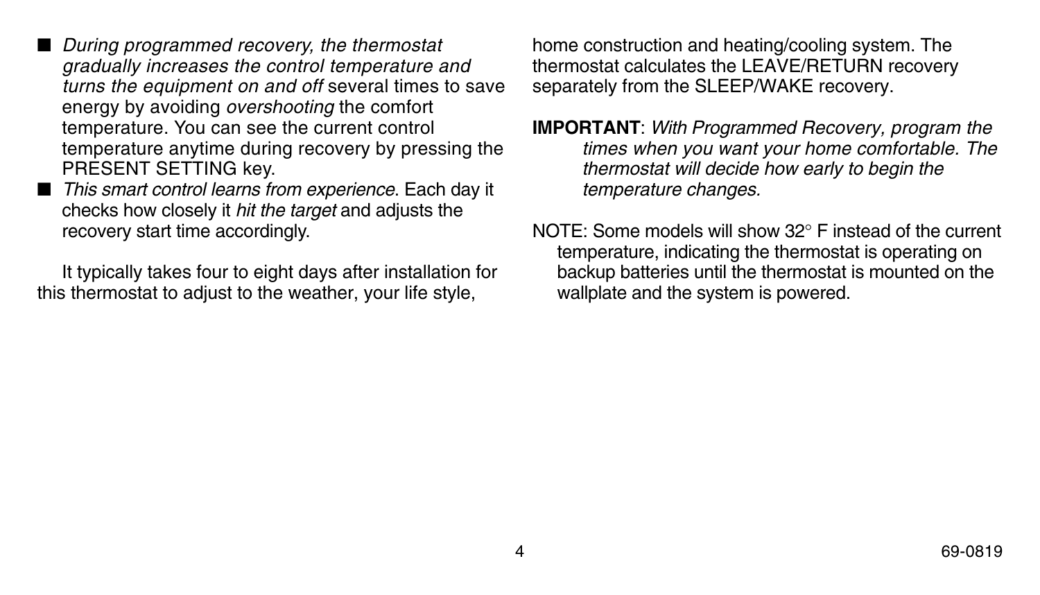- *During programmed recovery, the thermostat gradually increases the control temperature and turns the equipment on and off* several times to save energy by avoiding *overshooting* the comfort temperature. You can see the current control temperature anytime during recovery by pressing the PRESENT SETTING key.
- *This smart control learns from experience*. Each day it checks how closely it *hit the target* and adjusts the recovery start time accordingly.

It typically takes four to eight days after installation for this thermostat to adjust to the weather, your life style, home construction and heating/cooling system. The thermostat calculates the LEAVE/RETURN recovery separately from the SLEEP/WAKE recovery.

**IMPORTANT**: *With Programmed Recovery, program the times when you want your home comfortable. The thermostat will decide how early to begin the temperature changes.*

NOTE: Some models will show 32° F instead of the current temperature, indicating the thermostat is operating on backup batteries until the thermostat is mounted on the wallplate and the system is powered.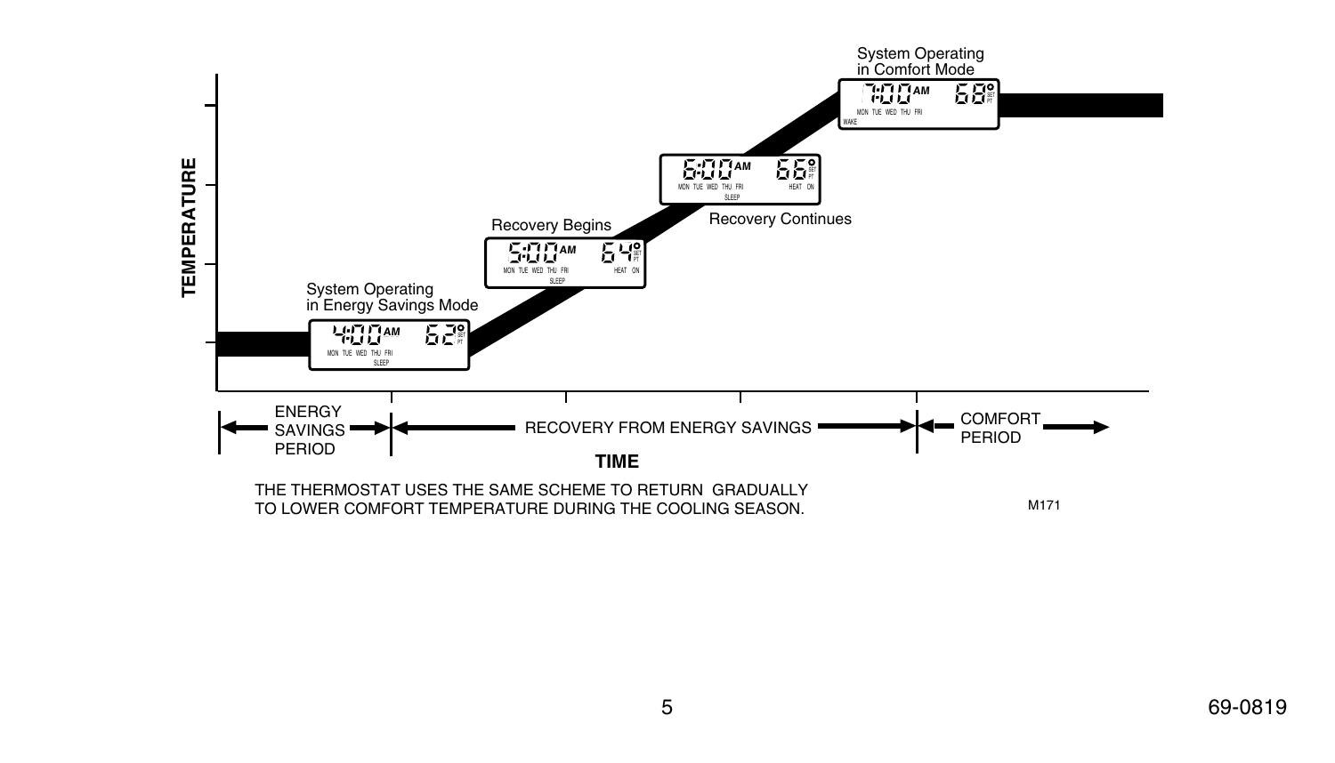System Operating in Energy Savings Mode — 4:00 AM, 62° SET PT, MON TUE WED THU FRI, SLEEP

Recovery Begins — 5:00 AM, 64° SET PT, MON TUE WED THU FRI, HEAT ON, SLEEP

Recovery Continues — 6:00 AM, 66° SET PT, MON TUE WED THU FRI, HEAT ON, SLEEP

System Operating in Comfort Mode — 7:00 AM, 68° SET PT, MON TUE WED THU FRI, WAKE

TEMPERATURE

TIME

ENERGY SAVINGS PERIOD | RECOVERY FROM ENERGY SAVINGS | COMFORT PERIOD

THE THERMOSTAT USES THE SAME SCHEME TO RETURN GRADUALLY TO LOWER COMFORT TEMPERATURE DURING THE COOLING SEASON.

M171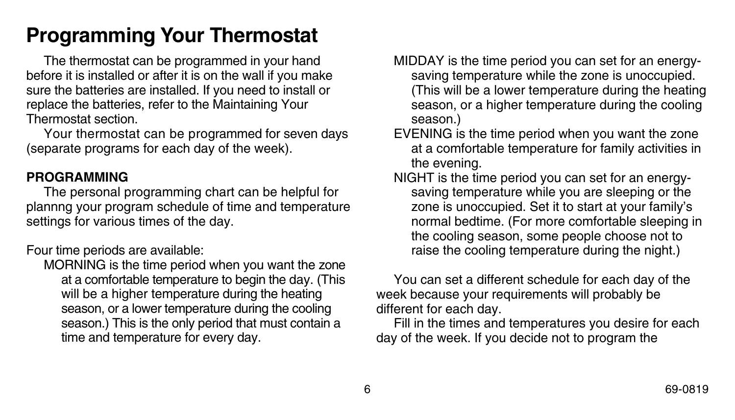# Programming Your Thermostat

The thermostat can be programmed in your hand before it is installed or after it is on the wall if you make sure the batteries are installed. If you need to install or replace the batteries, refer to the Maintaining Your Thermostat section.

Your thermostat can be programmed for seven days (separate programs for each day of the week).

**PROGRAMMING**

The personal programming chart can be helpful for plannng your program schedule of time and temperature settings for various times of the day.

Four time periods are available:

MORNING is the time period when you want the zone at a comfortable temperature to begin the day. (This will be a higher temperature during the heating season, or a lower temperature during the cooling season.) This is the only period that must contain a time and temperature for every day.

MIDDAY is the time period you can set for an energy-saving temperature while the zone is unoccupied. (This will be a lower temperature during the heating season, or a higher temperature during the cooling season.)

EVENING is the time period when you want the zone at a comfortable temperature for family activities in the evening.

NIGHT is the time period you can set for an energy-saving temperature while you are sleeping or the zone is unoccupied. Set it to start at your family's normal bedtime. (For more comfortable sleeping in the cooling season, some people choose not to raise the cooling temperature during the night.)

You can set a different schedule for each day of the week because your requirements will probably be different for each day.

Fill in the times and temperatures you desire for each day of the week. If you decide not to program the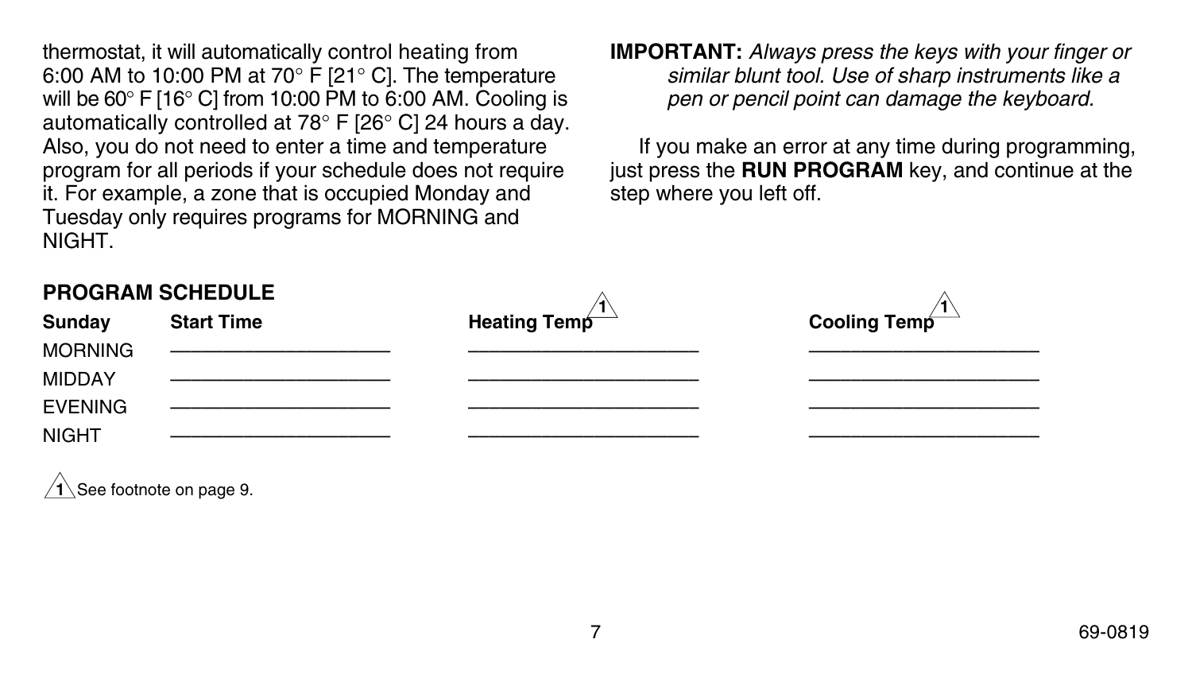thermostat, it will automatically control heating from 6:00 AM to 10:00 PM at 70° F [21° C]. The temperature will be 60° F [16° C] from 10:00 PM to 6:00 AM. Cooling is automatically controlled at 78° F [26° C] 24 hours a day. Also, you do not need to enter a time and temperature program for all periods if your schedule does not require it. For example, a zone that is occupied Monday and Tuesday only requires programs for MORNING and NIGHT.

**IMPORTANT:** *Always press the keys with your finger or similar blunt tool. Use of sharp instruments like a pen or pencil point can damage the keyboard.*

If you make an error at any time during programming, just press the **RUN PROGRAM** key, and continue at the step where you left off.

**PROGRAM SCHEDULE**

| **Sunday** | **Start Time** | **Heating Temp** [1] | **Cooling Temp** [1] |
|---|---|---|---|
| MORNING | ____________________ | ____________________ | ____________________ |
| MIDDAY | ____________________ | ____________________ | ____________________ |
| EVENING | ____________________ | ____________________ | ____________________ |
| NIGHT | ____________________ | ____________________ | ____________________ |

[1] See footnote on page 9.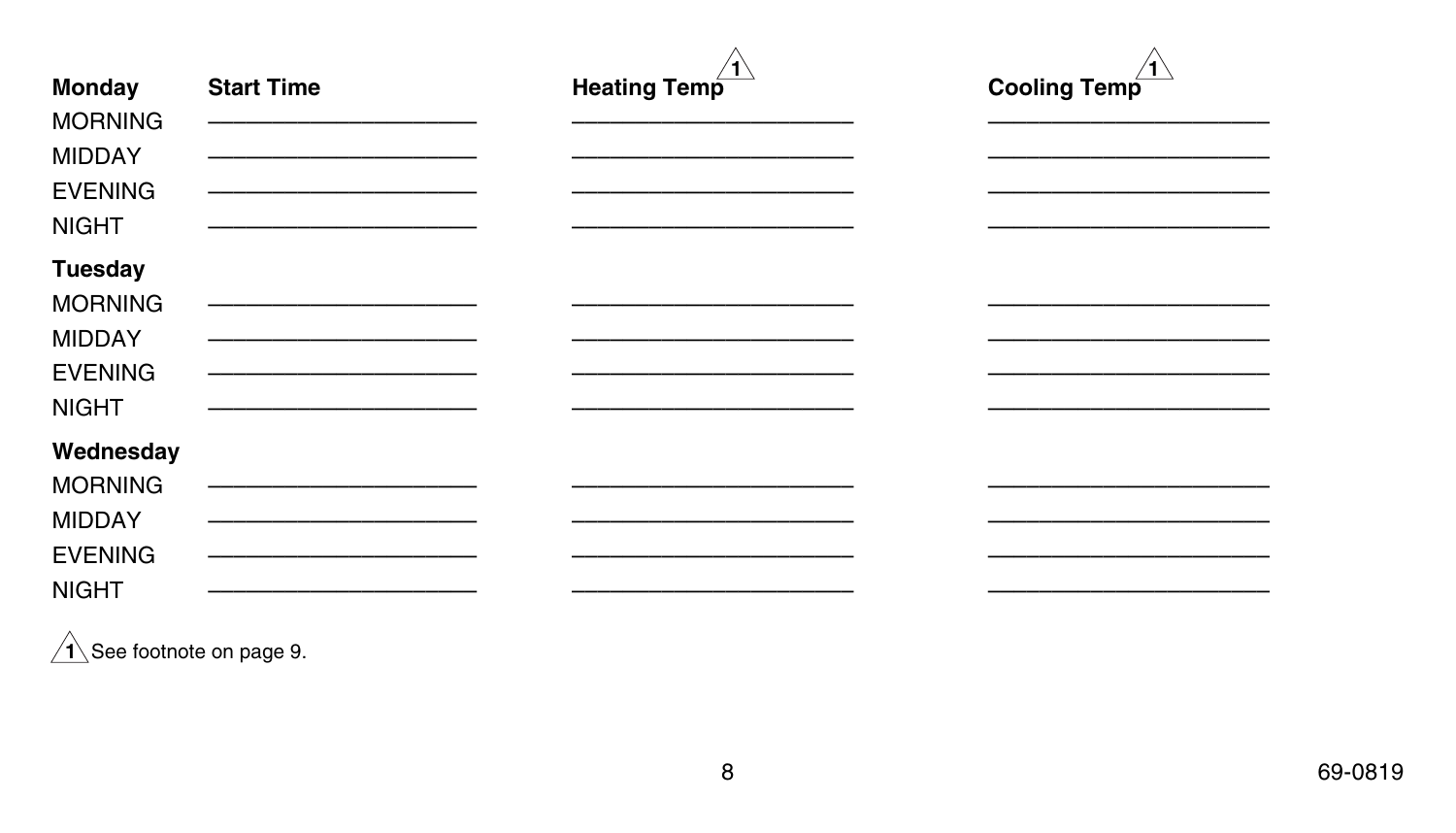| Monday | Start Time | Heating Temp [1] | Cooling Temp [1] |
| --- | --- | --- | --- |
| MORNING | ____________ | ____________ | ____________ |
| MIDDAY | ____________ | ____________ | ____________ |
| EVENING | ____________ | ____________ | ____________ |
| NIGHT | ____________ | ____________ | ____________ |
| **Tuesday** | | | |
| MORNING | ____________ | ____________ | ____________ |
| MIDDAY | ____________ | ____________ | ____________ |
| EVENING | ____________ | ____________ | ____________ |
| NIGHT | ____________ | ____________ | ____________ |
| **Wednesday** | | | |
| MORNING | ____________ | ____________ | ____________ |
| MIDDAY | ____________ | ____________ | ____________ |
| EVENING | ____________ | ____________ | ____________ |
| NIGHT | ____________ | ____________ | ____________ |

[1] See footnote on page 9.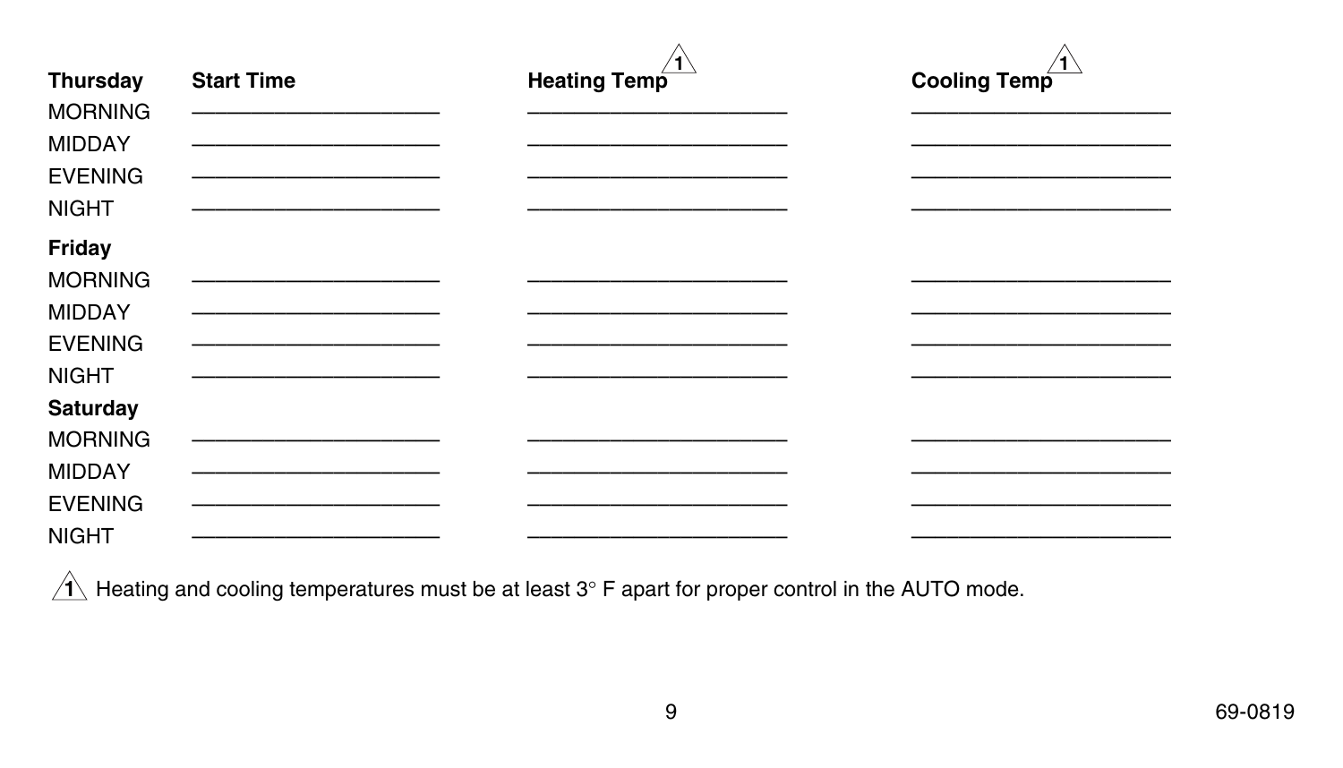| Thursday | Start Time | Heating Temp ⚠1 | Cooling Temp ⚠1 |
|---|---|---|---|
| MORNING | ____________________ | ____________________ | ____________________ |
| MIDDAY | ____________________ | ____________________ | ____________________ |
| EVENING | ____________________ | ____________________ | ____________________ |
| NIGHT | ____________________ | ____________________ | ____________________ |
| **Friday** | | | |
| MORNING | ____________________ | ____________________ | ____________________ |
| MIDDAY | ____________________ | ____________________ | ____________________ |
| EVENING | ____________________ | ____________________ | ____________________ |
| NIGHT | ____________________ | ____________________ | ____________________ |
| **Saturday** | | | |
| MORNING | ____________________ | ____________________ | ____________________ |
| MIDDAY | ____________________ | ____________________ | ____________________ |
| EVENING | ____________________ | ____________________ | ____________________ |
| NIGHT | ____________________ | ____________________ | ____________________ |

⚠1 Heating and cooling temperatures must be at least 3° F apart for proper control in the AUTO mode.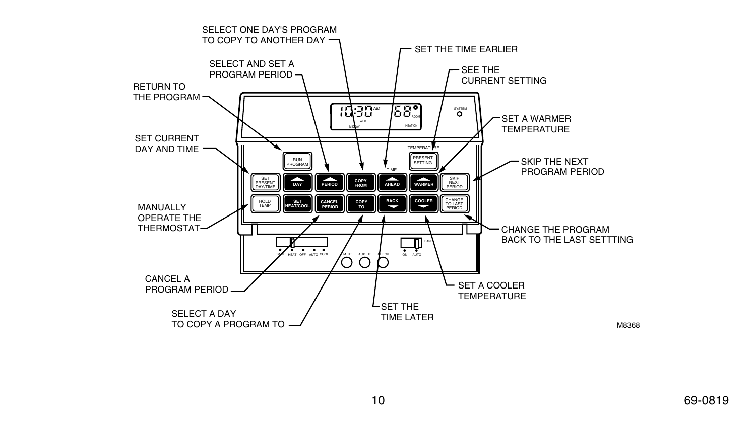SELECT ONE DAY'S PROGRAM TO COPY TO ANOTHER DAY

SET THE TIME EARLIER

SELECT AND SET A PROGRAM PERIOD

SEE THE CURRENT SETTING

RETURN TO THE PROGRAM

SET A WARMER TEMPERATURE

SET CURRENT DAY AND TIME

SKIP THE NEXT PROGRAM PERIOD

MANUALLY OPERATE THE THERMOSTAT

CHANGE THE PROGRAM BACK TO THE LAST SETTTING

CANCEL A PROGRAM PERIOD

SET A COOLER TEMPERATURE

SET THE TIME LATER

SELECT A DAY TO COPY A PROGRAM TO

10:30 AM WED MIDDAY 68 ROOM HEAT ON

SYSTEM

TEMPERATURE

TIME

RUN PROGRAM

PRESENT SETTING

SET PRESENT DAY/TIME

DAY

PERIOD

COPY FROM

AHEAD

WARMER

SKIP NEXT PERIOD

HOLD TEMP

SET HEAT/COOL

CANCEL PERIOD

COPY TO

BACK

COOLER

CHANGE TO LAST PERIOD

EM. HT HEAT OFF AUTO COOL

EM. HT AUX. HT CHECK

FAN ON AUTO

M8368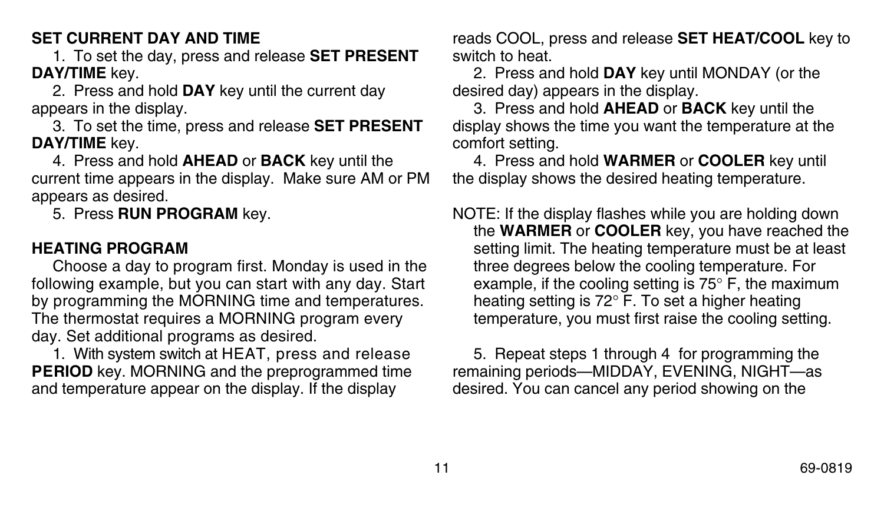## SET CURRENT DAY AND TIME

1. To set the day, press and release **SET PRESENT DAY/TIME** key.
2. Press and hold **DAY** key until the current day appears in the display.
3. To set the time, press and release **SET PRESENT DAY/TIME** key.
4. Press and hold **AHEAD** or **BACK** key until the current time appears in the display. Make sure AM or PM appears as desired.
5. Press **RUN PROGRAM** key.

## HEATING PROGRAM

Choose a day to program first. Monday is used in the following example, but you can start with any day. Start by programming the MORNING time and temperatures. The thermostat requires a MORNING program every day. Set additional programs as desired.

1. With system switch at HEAT, press and release **PERIOD** key. MORNING and the preprogrammed time and temperature appear on the display. If the display reads COOL, press and release **SET HEAT/COOL** key to switch to heat.
2. Press and hold **DAY** key until MONDAY (or the desired day) appears in the display.
3. Press and hold **AHEAD** or **BACK** key until the display shows the time you want the temperature at the comfort setting.
4. Press and hold **WARMER** or **COOLER** key until the display shows the desired heating temperature.

NOTE: If the display flashes while you are holding down the **WARMER** or **COOLER** key, you have reached the setting limit. The heating temperature must be at least three degrees below the cooling temperature. For example, if the cooling setting is 75° F, the maximum heating setting is 72° F. To set a higher heating temperature, you must first raise the cooling setting.

5. Repeat steps 1 through 4 for programming the remaining periods—MIDDAY, EVENING, NIGHT—as desired. You can cancel any period showing on the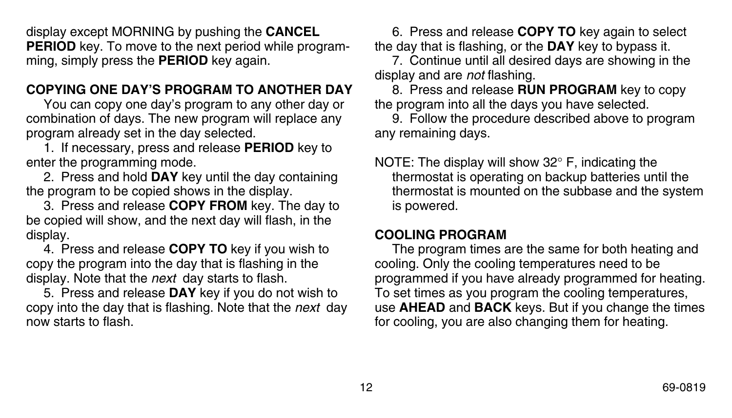display except MORNING by pushing the **CANCEL PERIOD** key. To move to the next period while programming, simply press the **PERIOD** key again.

## COPYING ONE DAY'S PROGRAM TO ANOTHER DAY

You can copy one day's program to any other day or combination of days. The new program will replace any program already set in the day selected.

1. If necessary, press and release **PERIOD** key to enter the programming mode.
2. Press and hold **DAY** key until the day containing the program to be copied shows in the display.
3. Press and release **COPY FROM** key. The day to be copied will show, and the next day will flash, in the display.
4. Press and release **COPY TO** key if you wish to copy the program into the day that is flashing in the display. Note that the *next* day starts to flash.
5. Press and release **DAY** key if you do not wish to copy into the day that is flashing. Note that the *next* day now starts to flash.
6. Press and release **COPY TO** key again to select the day that is flashing, or the **DAY** key to bypass it.
7. Continue until all desired days are showing in the display and are *not* flashing.
8. Press and release **RUN PROGRAM** key to copy the program into all the days you have selected.
9. Follow the procedure described above to program any remaining days.

NOTE: The display will show 32° F, indicating the thermostat is operating on backup batteries until the thermostat is mounted on the subbase and the system is powered.

## COOLING PROGRAM

The program times are the same for both heating and cooling. Only the cooling temperatures need to be programmed if you have already programmed for heating. To set times as you program the cooling temperatures, use **AHEAD** and **BACK** keys. But if you change the times for cooling, you are also changing them for heating.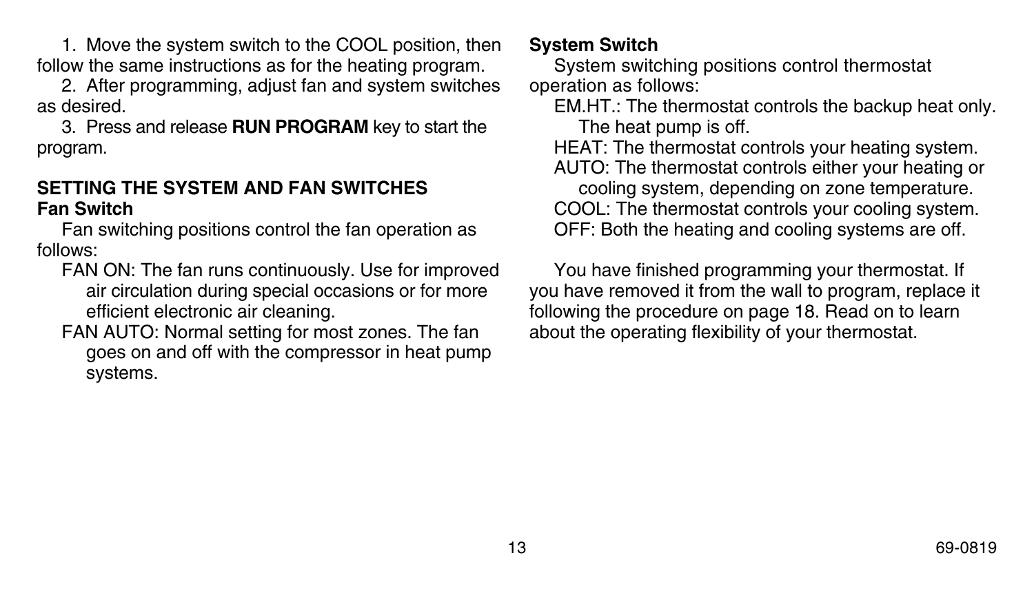1. Move the system switch to the COOL position, then follow the same instructions as for the heating program.

2. After programming, adjust fan and system switches as desired.

3. Press and release **RUN PROGRAM** key to start the program.

## SETTING THE SYSTEM AND FAN SWITCHES

### Fan Switch

Fan switching positions control the fan operation as follows:

FAN ON: The fan runs continuously. Use for improved air circulation during special occasions or for more efficient electronic air cleaning.

FAN AUTO: Normal setting for most zones. The fan goes on and off with the compressor in heat pump systems.

### System Switch

System switching positions control thermostat operation as follows:

EM.HT.: The thermostat controls the backup heat only. The heat pump is off.

HEAT: The thermostat controls your heating system.

AUTO: The thermostat controls either your heating or cooling system, depending on zone temperature.

COOL: The thermostat controls your cooling system.

OFF: Both the heating and cooling systems are off.

You have finished programming your thermostat. If you have removed it from the wall to program, replace it following the procedure on page 18. Read on to learn about the operating flexibility of your thermostat.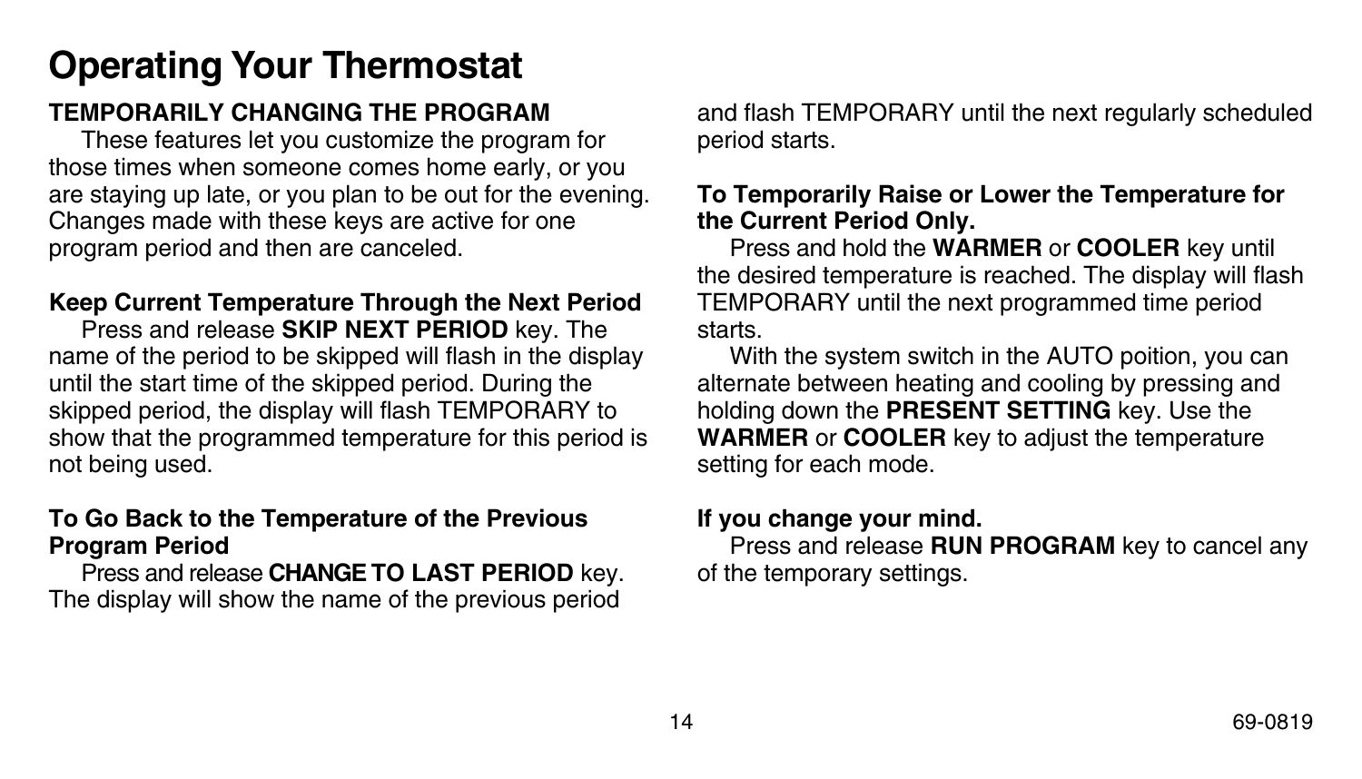# Operating Your Thermostat

**TEMPORARILY CHANGING THE PROGRAM**

These features let you customize the program for those times when someone comes home early, or you are staying up late, or you plan to be out for the evening. Changes made with these keys are active for one program period and then are canceled.

**Keep Current Temperature Through the Next Period**

Press and release **SKIP NEXT PERIOD** key. The name of the period to be skipped will flash in the display until the start time of the skipped period. During the skipped period, the display will flash TEMPORARY to show that the programmed temperature for this period is not being used.

**To Go Back to the Temperature of the Previous Program Period**

Press and release **CHANGE TO LAST PERIOD** key. The display will show the name of the previous period and flash TEMPORARY until the next regularly scheduled period starts.

**To Temporarily Raise or Lower the Temperature for the Current Period Only.**

Press and hold the **WARMER** or **COOLER** key until the desired temperature is reached. The display will flash TEMPORARY until the next programmed time period starts.

With the system switch in the AUTO poition, you can alternate between heating and cooling by pressing and holding down the **PRESENT SETTING** key. Use the **WARMER** or **COOLER** key to adjust the temperature setting for each mode.

**If you change your mind.**

Press and release **RUN PROGRAM** key to cancel any of the temporary settings.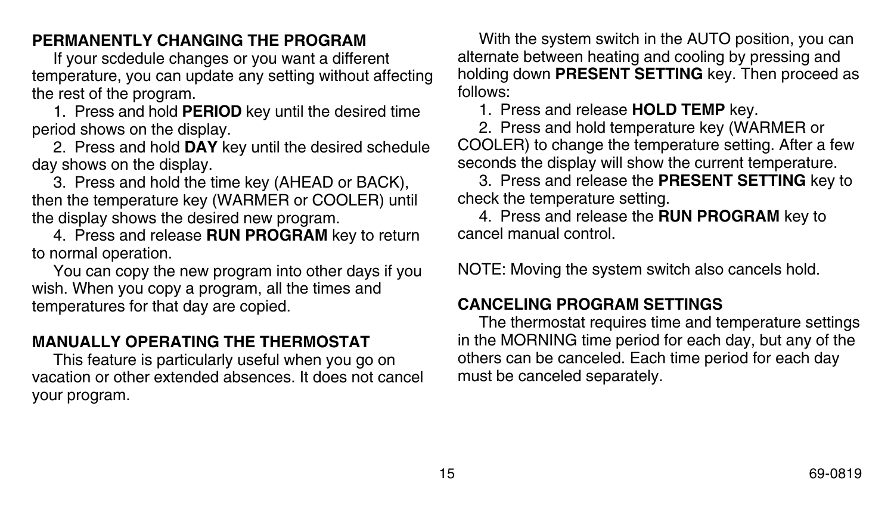## PERMANENTLY CHANGING THE PROGRAM

If your scdedule changes or you want a different temperature, you can update any setting without affecting the rest of the program.

1. Press and hold **PERIOD** key until the desired time period shows on the display.
2. Press and hold **DAY** key until the desired schedule day shows on the display.
3. Press and hold the time key (AHEAD or BACK), then the temperature key (WARMER or COOLER) until the display shows the desired new program.
4. Press and release **RUN PROGRAM** key to return to normal operation.

You can copy the new program into other days if you wish. When you copy a program, all the times and temperatures for that day are copied.

## MANUALLY OPERATING THE THERMOSTAT

This feature is particularly useful when you go on vacation or other extended absences. It does not cancel your program.

With the system switch in the AUTO position, you can alternate between heating and cooling by pressing and holding down **PRESENT SETTING** key. Then proceed as follows:

1. Press and release **HOLD TEMP** key.
2. Press and hold temperature key (WARMER or COOLER) to change the temperature setting. After a few seconds the display will show the current temperature.
3. Press and release the **PRESENT SETTING** key to check the temperature setting.
4. Press and release the **RUN PROGRAM** key to cancel manual control.

NOTE: Moving the system switch also cancels hold.

## CANCELING PROGRAM SETTINGS

The thermostat requires time and temperature settings in the MORNING time period for each day, but any of the others can be canceled. Each time period for each day must be canceled separately.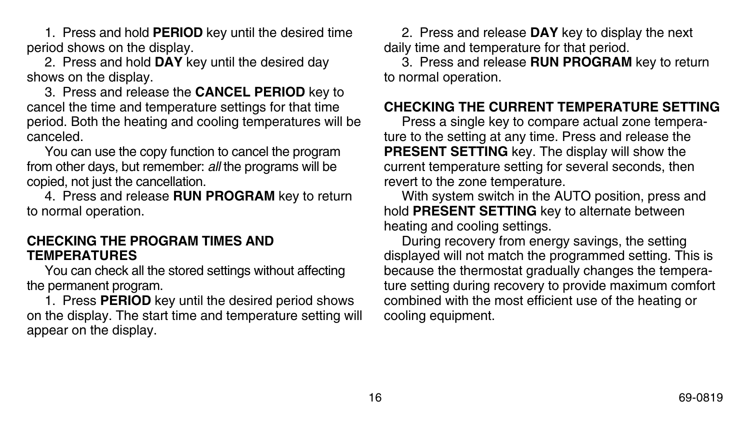1. Press and hold **PERIOD** key until the desired time period shows on the display.

2. Press and hold **DAY** key until the desired day shows on the display.

3. Press and release the **CANCEL PERIOD** key to cancel the time and temperature settings for that time period. Both the heating and cooling temperatures will be canceled.

You can use the copy function to cancel the program from other days, but remember: *all* the programs will be copied, not just the cancellation.

4. Press and release **RUN PROGRAM** key to return to normal operation.

## CHECKING THE PROGRAM TIMES AND TEMPERATURES

You can check all the stored settings without affecting the permanent program.

1. Press **PERIOD** key until the desired period shows on the display. The start time and temperature setting will appear on the display.

2. Press and release **DAY** key to display the next daily time and temperature for that period.

3. Press and release **RUN PROGRAM** key to return to normal operation.

## CHECKING THE CURRENT TEMPERATURE SETTING

Press a single key to compare actual zone temperature to the setting at any time. Press and release the **PRESENT SETTING** key. The display will show the current temperature setting for several seconds, then revert to the zone temperature.

With system switch in the AUTO position, press and hold **PRESENT SETTING** key to alternate between heating and cooling settings.

During recovery from energy savings, the setting displayed will not match the programmed setting. This is because the thermostat gradually changes the temperature setting during recovery to provide maximum comfort combined with the most efficient use of the heating or cooling equipment.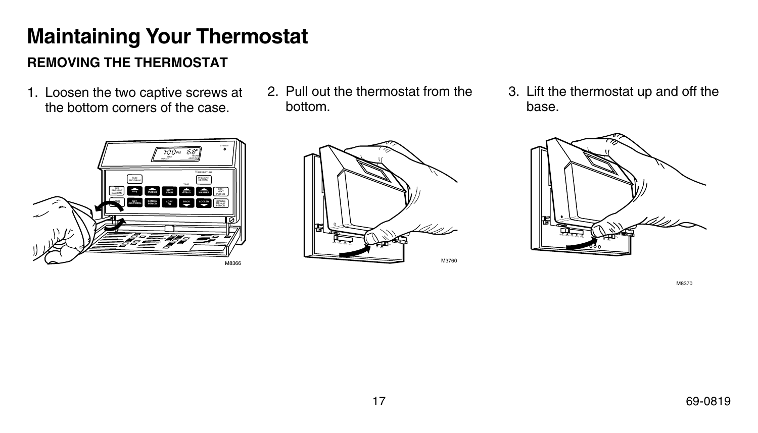# Maintaining Your Thermostat

## REMOVING THE THERMOSTAT

1. Loosen the two captive screws at the bottom corners of the case.

M8366

2. Pull out the thermostat from the bottom.

M3760

3. Lift the thermostat up and off the base.

M8370

69-0819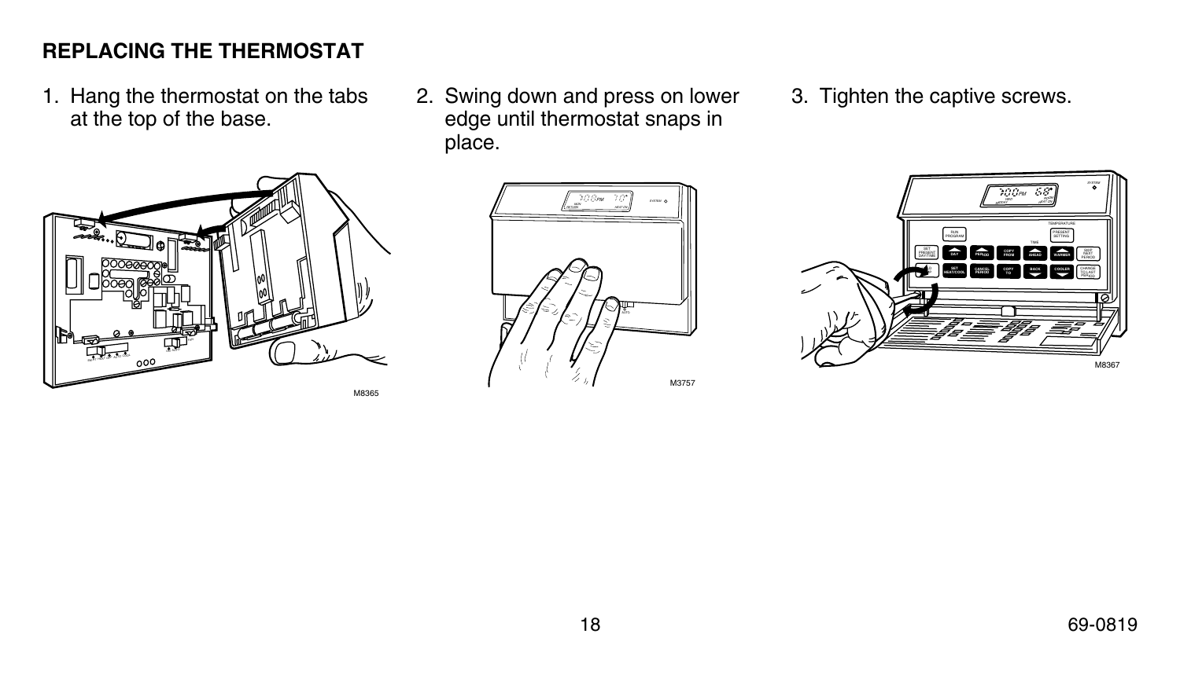## REPLACING THE THERMOSTAT

1. Hang the thermostat on the tabs at the top of the base.

M8365

2. Swing down and press on lower edge until thermostat snaps in place.

M3757

3. Tighten the captive screws.

M8367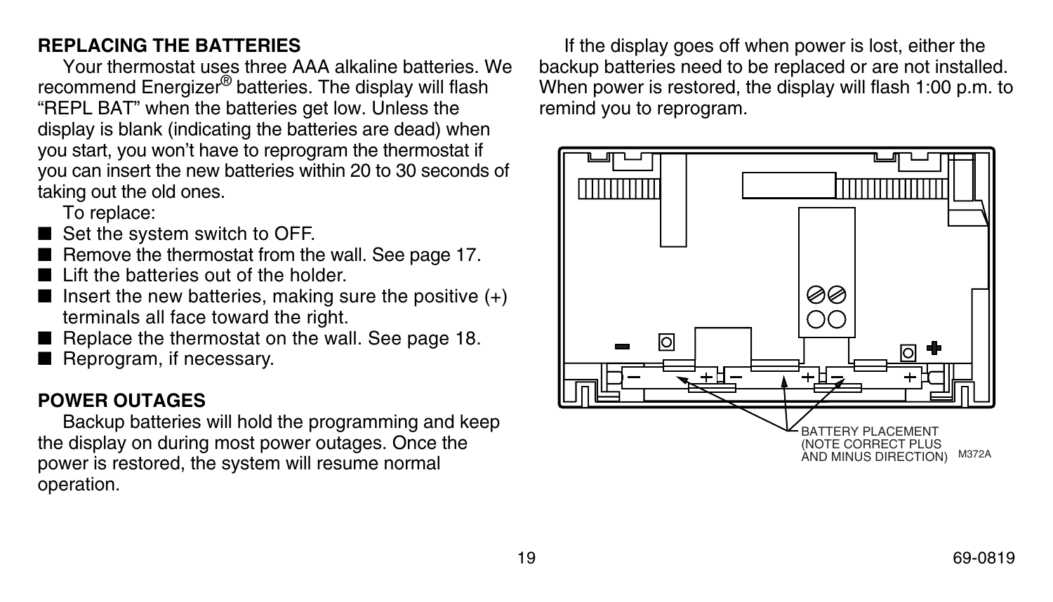## REPLACING THE BATTERIES

Your thermostat uses three AAA alkaline batteries. We recommend Energizer® batteries. The display will flash "REPL BAT" when the batteries get low. Unless the display is blank (indicating the batteries are dead) when you start, you won't have to reprogram the thermostat if you can insert the new batteries within 20 to 30 seconds of taking out the old ones.

To replace:

- Set the system switch to OFF.
- Remove the thermostat from the wall. See page 17.
- Lift the batteries out of the holder.
- Insert the new batteries, making sure the positive (+) terminals all face toward the right.
- Replace the thermostat on the wall. See page 18.
- Reprogram, if necessary.

## POWER OUTAGES

Backup batteries will hold the programming and keep the display on during most power outages. Once the power is restored, the system will resume normal operation.

If the display goes off when power is lost, either the backup batteries need to be replaced or are not installed. When power is restored, the display will flash 1:00 p.m. to remind you to reprogram.

BATTERY PLACEMENT (NOTE CORRECT PLUS AND MINUS DIRECTION) M372A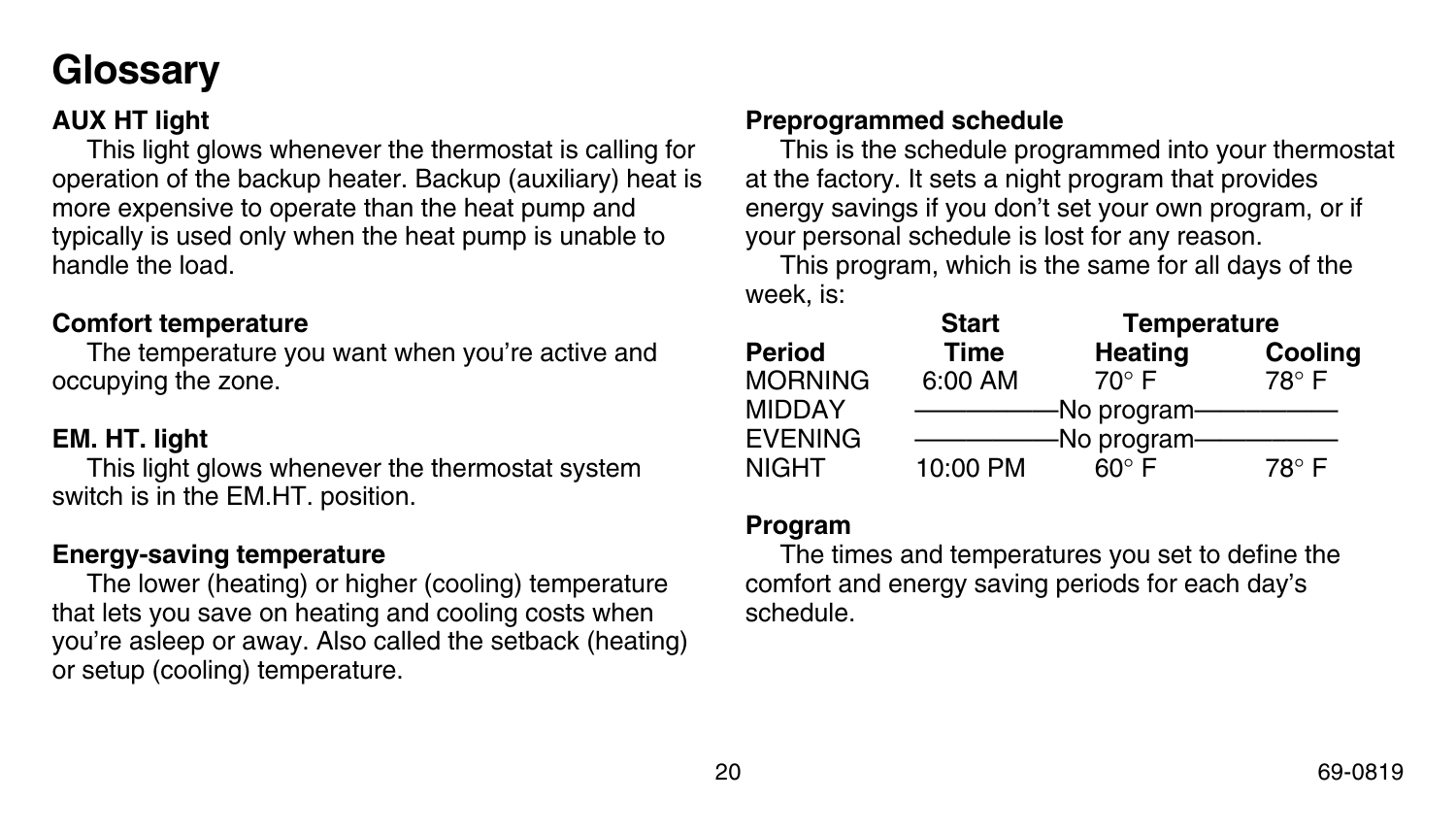# Glossary

**AUX HT light**

This light glows whenever the thermostat is calling for operation of the backup heater. Backup (auxiliary) heat is more expensive to operate than the heat pump and typically is used only when the heat pump is unable to handle the load.

**Comfort temperature**

The temperature you want when you're active and occupying the zone.

**EM. HT. light**

This light glows whenever the thermostat system switch is in the EM.HT. position.

**Energy-saving temperature**

The lower (heating) or higher (cooling) temperature that lets you save on heating and cooling costs when you're asleep or away. Also called the setback (heating) or setup (cooling) temperature.

**Preprogrammed schedule**

This is the schedule programmed into your thermostat at the factory. It sets a night program that provides energy savings if you don't set your own program, or if your personal schedule is lost for any reason.

This program, which is the same for all days of the week, is:

| Period | Start Time | Temperature Heating | Temperature Cooling |
|---|---|---|---|
| MORNING | 6:00 AM | 70° F | 78° F |
| MIDDAY | No program | | |
| EVENING | No program | | |
| NIGHT | 10:00 PM | 60° F | 78° F |

**Program**

The times and temperatures you set to define the comfort and energy saving periods for each day's schedule.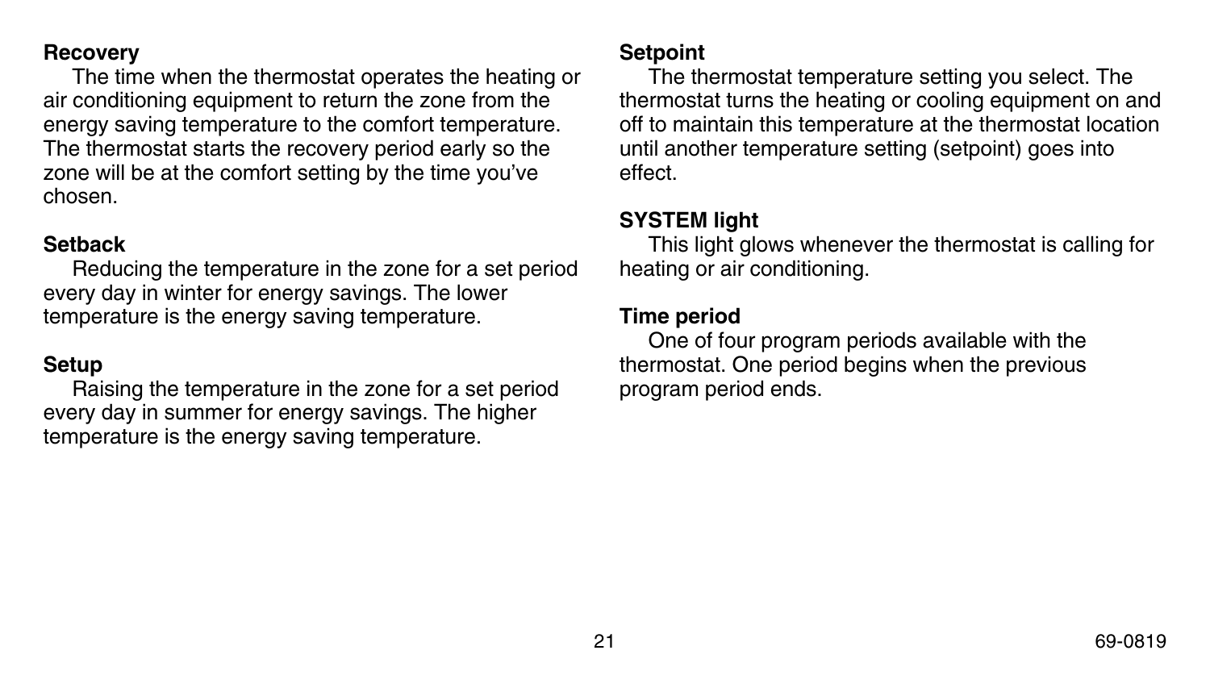**Recovery**

The time when the thermostat operates the heating or air conditioning equipment to return the zone from the energy saving temperature to the comfort temperature. The thermostat starts the recovery period early so the zone will be at the comfort setting by the time you've chosen.

**Setback**

Reducing the temperature in the zone for a set period every day in winter for energy savings. The lower temperature is the energy saving temperature.

**Setup**

Raising the temperature in the zone for a set period every day in summer for energy savings. The higher temperature is the energy saving temperature.

**Setpoint**

The thermostat temperature setting you select. The thermostat turns the heating or cooling equipment on and off to maintain this temperature at the thermostat location until another temperature setting (setpoint) goes into effect.

**SYSTEM light**

This light glows whenever the thermostat is calling for heating or air conditioning.

**Time period**

One of four program periods available with the thermostat. One period begins when the previous program period ends.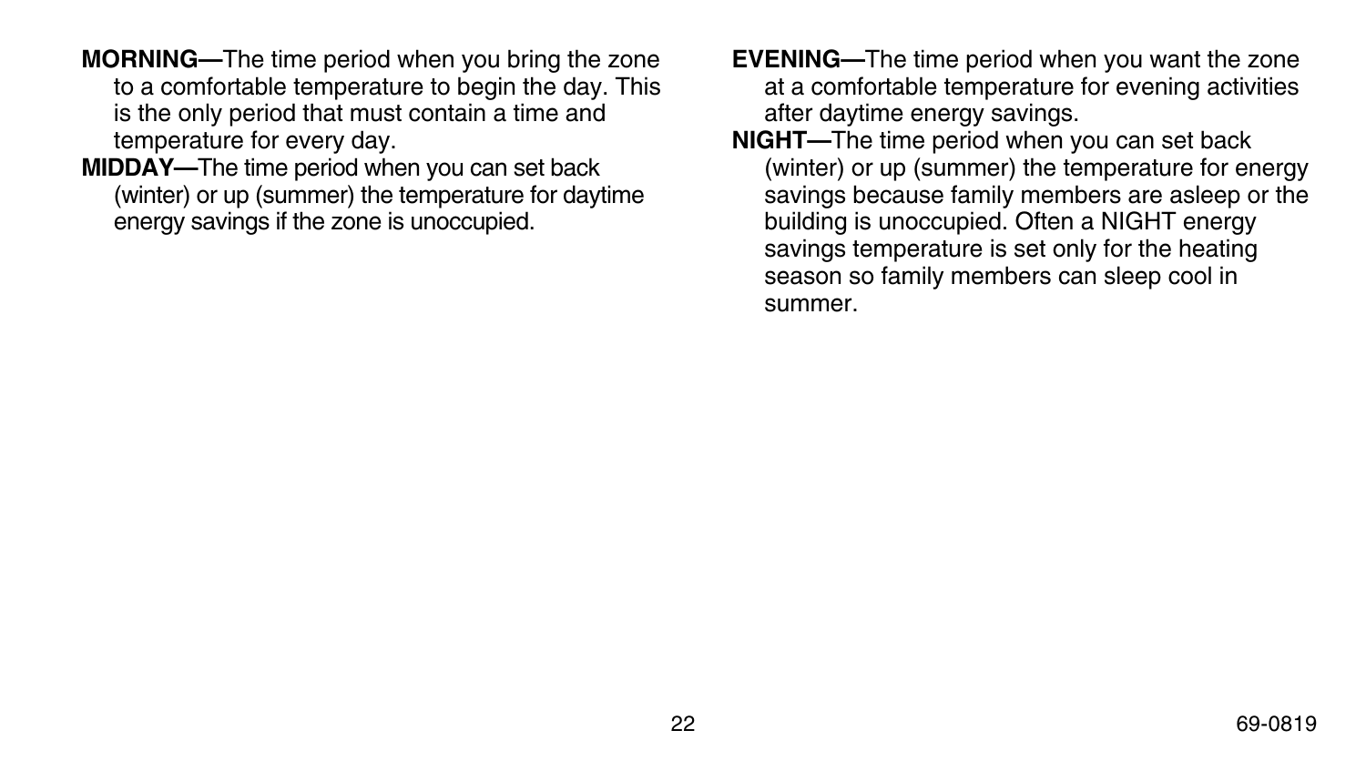**MORNING—**The time period when you bring the zone to a comfortable temperature to begin the day. This is the only period that must contain a time and temperature for every day.

**MIDDAY—**The time period when you can set back (winter) or up (summer) the temperature for daytime energy savings if the zone is unoccupied.

**EVENING—**The time period when you want the zone at a comfortable temperature for evening activities after daytime energy savings.

**NIGHT—**The time period when you can set back (winter) or up (summer) the temperature for energy savings because family members are asleep or the building is unoccupied. Often a NIGHT energy savings temperature is set only for the heating season so family members can sleep cool in summer.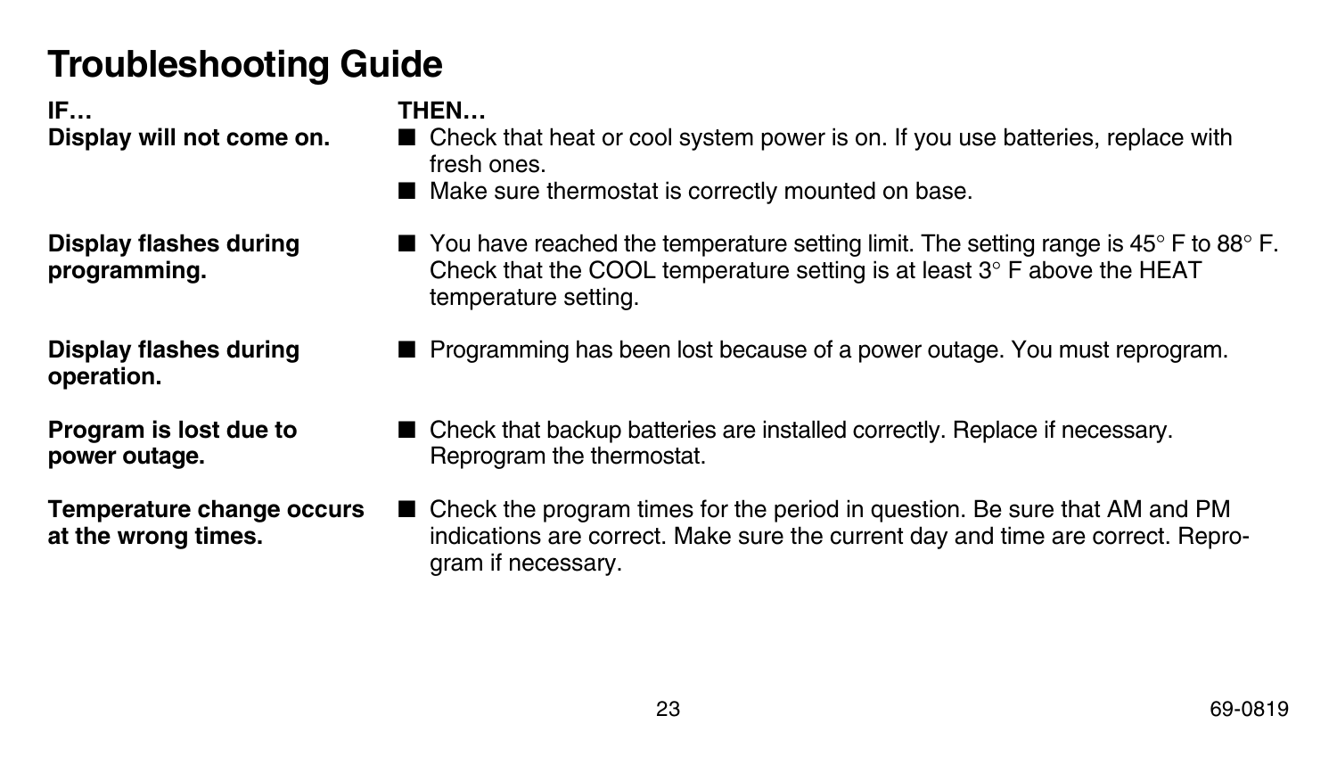# Troubleshooting Guide

| IF… | THEN… |
| --- | --- |
| **Display will not come on.** | ■ Check that heat or cool system power is on. If you use batteries, replace with fresh ones.<br>■ Make sure thermostat is correctly mounted on base. |
| **Display flashes during programming.** | ■ You have reached the temperature setting limit. The setting range is 45° F to 88° F. Check that the COOL temperature setting is at least 3° F above the HEAT temperature setting. |
| **Display flashes during operation.** | ■ Programming has been lost because of a power outage. You must reprogram. |
| **Program is lost due to power outage.** | ■ Check that backup batteries are installed correctly. Replace if necessary. Reprogram the thermostat. |
| **Temperature change occurs at the wrong times.** | ■ Check the program times for the period in question. Be sure that AM and PM indications are correct. Make sure the current day and time are correct. Reprogram if necessary. |

69-0819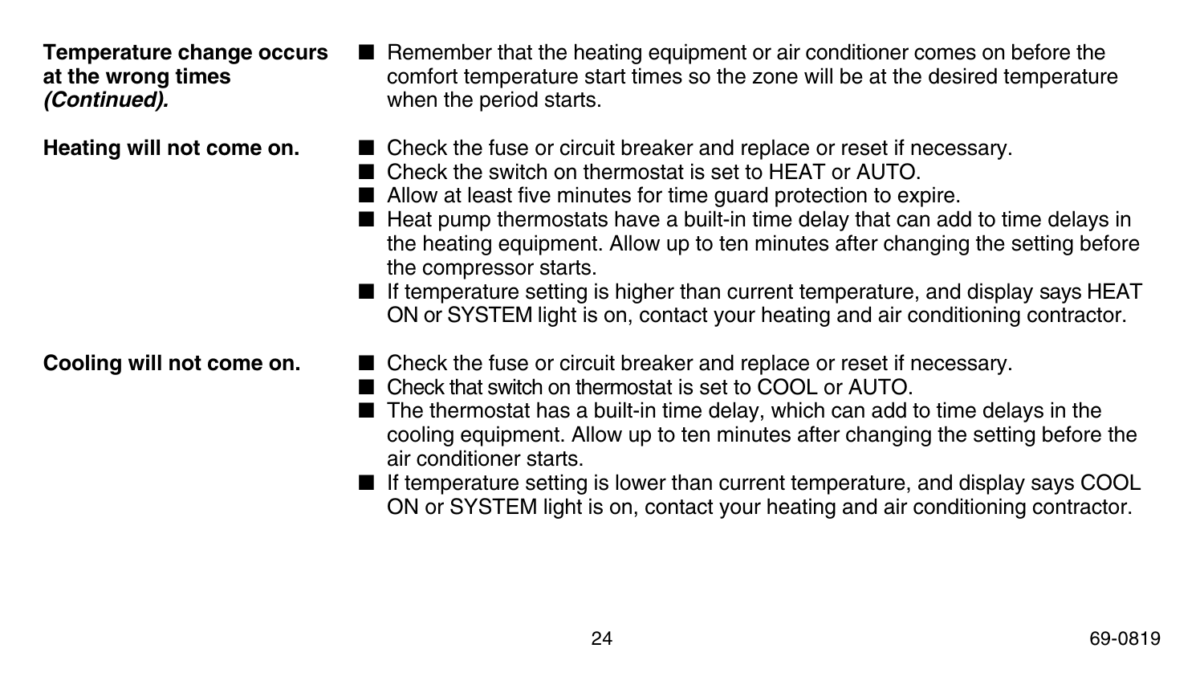**Temperature change occurs at the wrong times *(Continued).***

- Remember that the heating equipment or air conditioner comes on before the comfort temperature start times so the zone will be at the desired temperature when the period starts.

**Heating will not come on.**

- Check the fuse or circuit breaker and replace or reset if necessary.
- Check the switch on thermostat is set to HEAT or AUTO.
- Allow at least five minutes for time guard protection to expire.
- Heat pump thermostats have a built-in time delay that can add to time delays in the heating equipment. Allow up to ten minutes after changing the setting before the compressor starts.
- If temperature setting is higher than current temperature, and display says HEAT ON or SYSTEM light is on, contact your heating and air conditioning contractor.

**Cooling will not come on.**

- Check the fuse or circuit breaker and replace or reset if necessary.
- Check that switch on thermostat is set to COOL or AUTO.
- The thermostat has a built-in time delay, which can add to time delays in the cooling equipment. Allow up to ten minutes after changing the setting before the air conditioner starts.
- If temperature setting is lower than current temperature, and display says COOL ON or SYSTEM light is on, contact your heating and air conditioning contractor.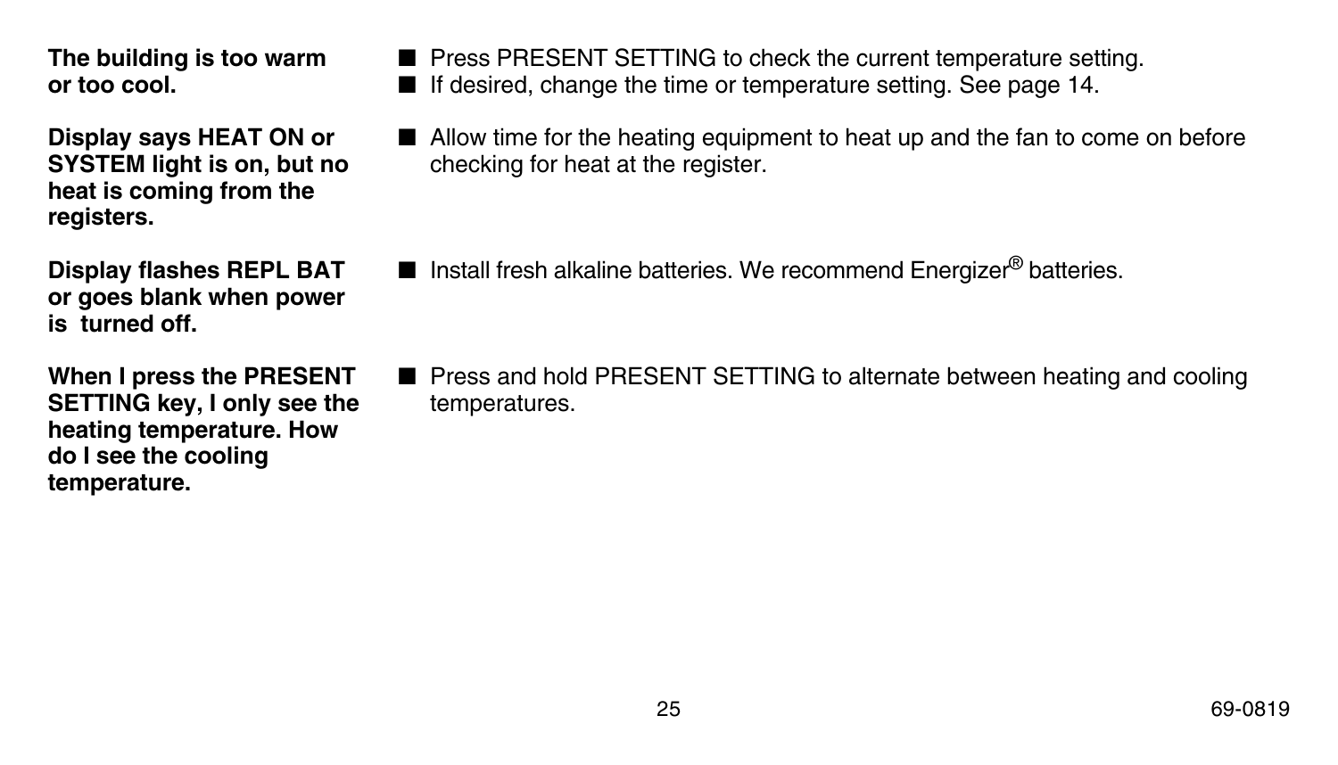| | |
|---|---|
| **The building is too warm or too cool.** | ■ Press PRESENT SETTING to check the current temperature setting.<br>■ If desired, change the time or temperature setting. See page 14. |
| **Display says HEAT ON or SYSTEM light is on, but no heat is coming from the registers.** | ■ Allow time for the heating equipment to heat up and the fan to come on before checking for heat at the register. |
| **Display flashes REPL BAT or goes blank when power is turned off.** | ■ Install fresh alkaline batteries. We recommend Energizer® batteries. |
| **When I press the PRESENT SETTING key, I only see the heating temperature. How do I see the cooling temperature.** | ■ Press and hold PRESENT SETTING to alternate between heating and cooling temperatures. |

69-0819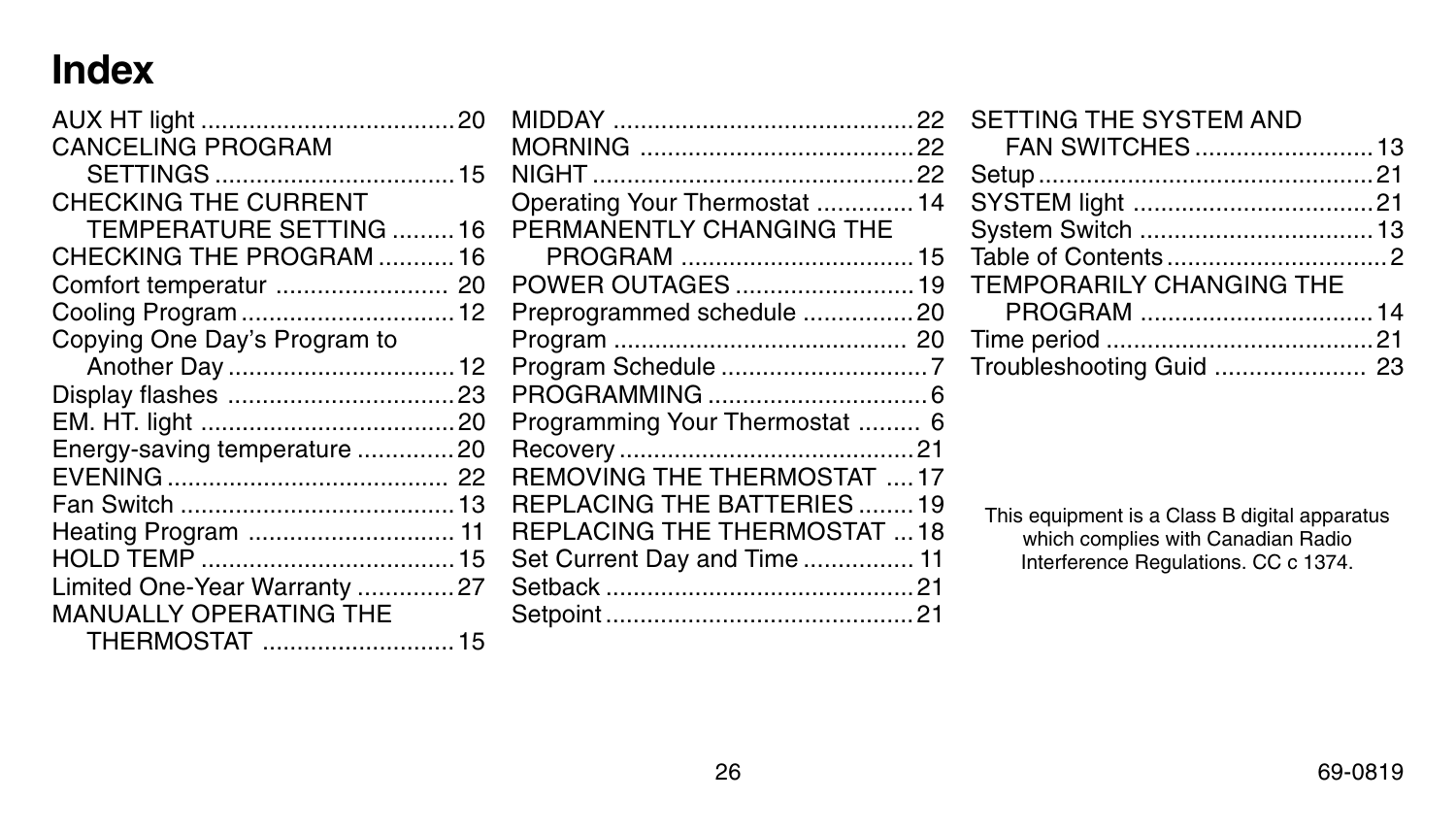# Index

AUX HT light .................................... 20
CANCELING PROGRAM
SETTINGS .................................. 15
CHECKING THE CURRENT
TEMPERATURE SETTING ......... 16
CHECKING THE PROGRAM ........... 16
Comfort temperatur ......................... 20
Cooling Program ............................... 12
Copying One Day's Program to
Another Day ................................. 12
Display flashes ................................. 23
EM. HT. light ..................................... 20
Energy-saving temperature .............. 20
EVENING ......................................... 22
Fan Switch ........................................ 13
Heating Program .............................. 11
HOLD TEMP ..................................... 15
Limited One-Year Warranty .............. 27
MANUALLY OPERATING THE
THERMOSTAT ............................ 15

MIDDAY ............................................ 22
MORNING ........................................ 22
NIGHT ............................................... 22
Operating Your Thermostat .............. 14
PERMANENTLY CHANGING THE
PROGRAM .................................. 15
POWER OUTAGES .......................... 19
Preprogrammed schedule ................ 20
Program ........................................... 20
Program Schedule .............................. 7
PROGRAMMING ................................ 6
Programming Your Thermostat ......... 6
Recovery ........................................... 21
REMOVING THE THERMOSTAT .... 17
REPLACING THE BATTERIES ........ 19
REPLACING THE THERMOSTAT ... 18
Set Current Day and Time ................ 11
Setback ............................................. 21
Setpoint ............................................. 21

SETTING THE SYSTEM AND
FAN SWITCHES ......................... 13
Setup ................................................. 21
SYSTEM light .................................. 21
System Switch .................................. 13
Table of Contents ............................... 2
TEMPORARILY CHANGING THE
PROGRAM ................................. 14
Time period ....................................... 21
Troubleshooting Guid ...................... 23

This equipment is a Class B digital apparatus which complies with Canadian Radio Interference Regulations. CC c 1374.

69-0819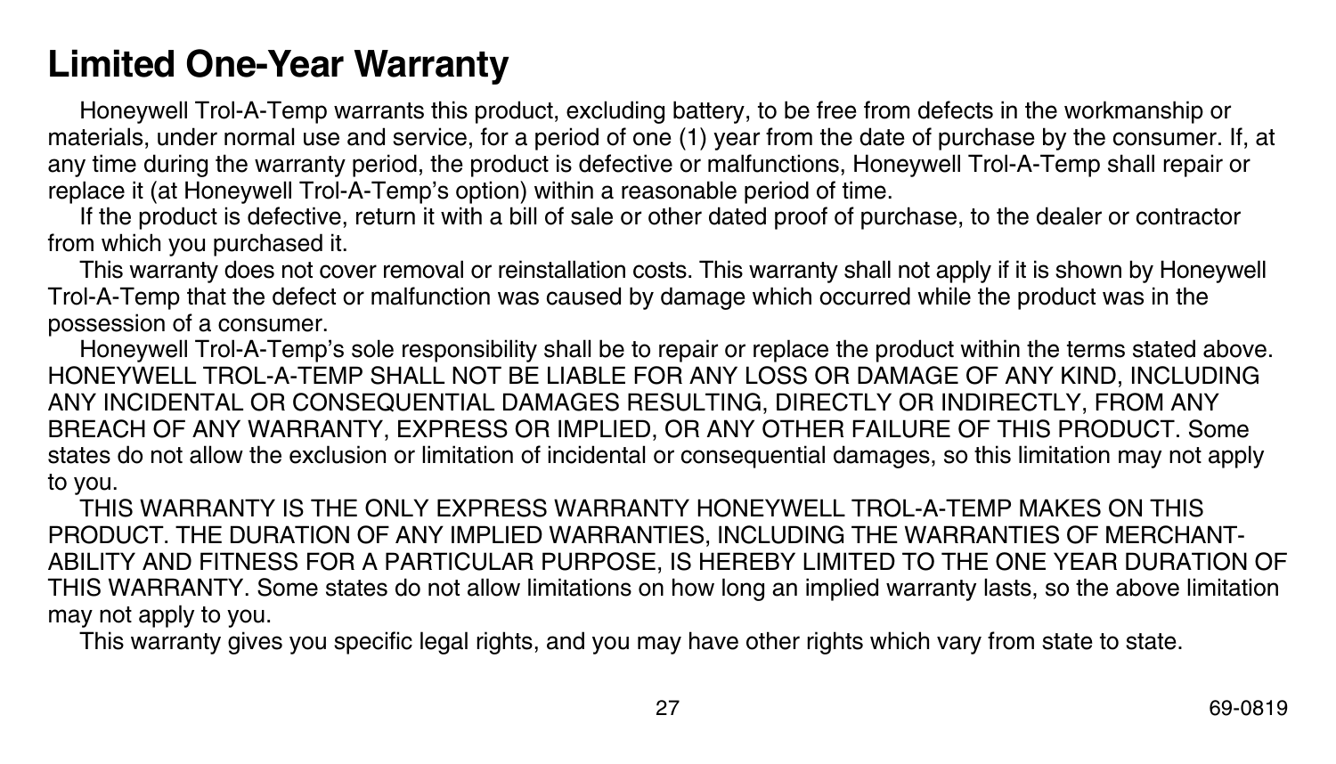# Limited One-Year Warranty

Honeywell Trol-A-Temp warrants this product, excluding battery, to be free from defects in the workmanship or materials, under normal use and service, for a period of one (1) year from the date of purchase by the consumer. If, at any time during the warranty period, the product is defective or malfunctions, Honeywell Trol-A-Temp shall repair or replace it (at Honeywell Trol-A-Temp's option) within a reasonable period of time.

If the product is defective, return it with a bill of sale or other dated proof of purchase, to the dealer or contractor from which you purchased it.

This warranty does not cover removal or reinstallation costs. This warranty shall not apply if it is shown by Honeywell Trol-A-Temp that the defect or malfunction was caused by damage which occurred while the product was in the possession of a consumer.

Honeywell Trol-A-Temp's sole responsibility shall be to repair or replace the product within the terms stated above. HONEYWELL TROL-A-TEMP SHALL NOT BE LIABLE FOR ANY LOSS OR DAMAGE OF ANY KIND, INCLUDING ANY INCIDENTAL OR CONSEQUENTIAL DAMAGES RESULTING, DIRECTLY OR INDIRECTLY, FROM ANY BREACH OF ANY WARRANTY, EXPRESS OR IMPLIED, OR ANY OTHER FAILURE OF THIS PRODUCT. Some states do not allow the exclusion or limitation of incidental or consequential damages, so this limitation may not apply to you.

THIS WARRANTY IS THE ONLY EXPRESS WARRANTY HONEYWELL TROL-A-TEMP MAKES ON THIS PRODUCT. THE DURATION OF ANY IMPLIED WARRANTIES, INCLUDING THE WARRANTIES OF MERCHANTABILITY AND FITNESS FOR A PARTICULAR PURPOSE, IS HEREBY LIMITED TO THE ONE YEAR DURATION OF THIS WARRANTY. Some states do not allow limitations on how long an implied warranty lasts, so the above limitation may not apply to you.

This warranty gives you specific legal rights, and you may have other rights which vary from state to state.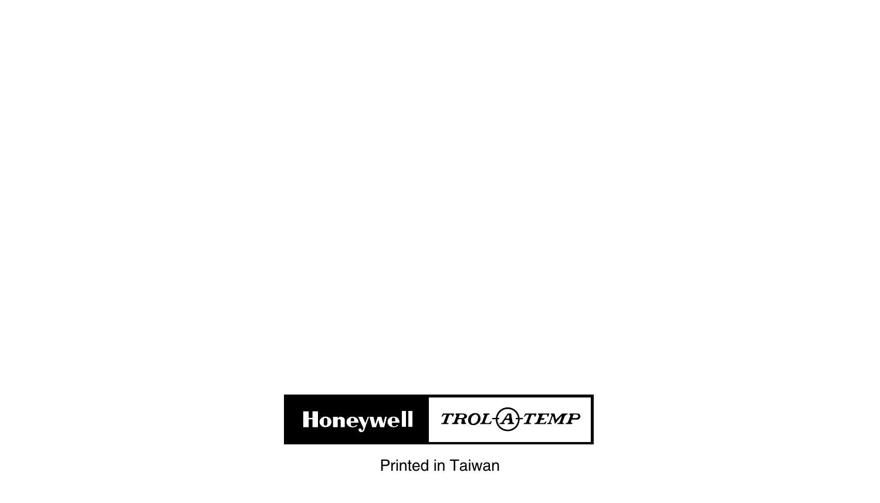Honeywell TROL-A-TEMP

Printed in Taiwan